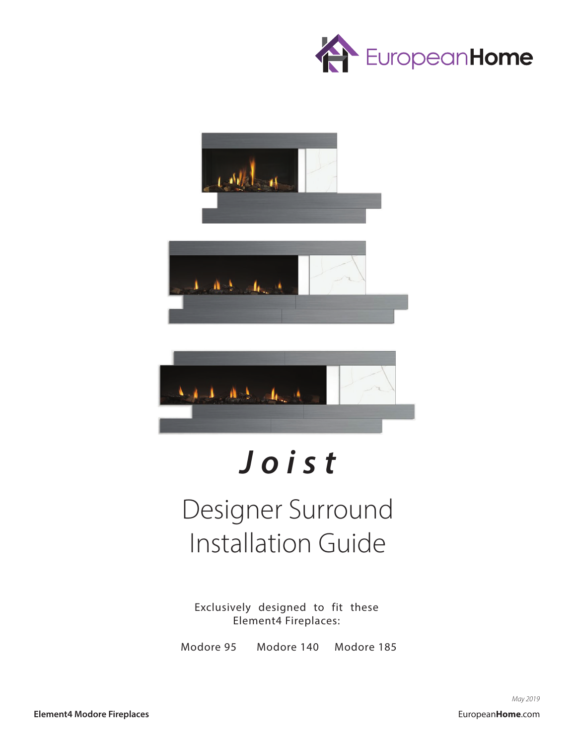EuropeanHome

# *Joist*

## Designer Surround Installation Guide

Exclusively designed to fit these Element4 Fireplaces:

Modore 95 Modore 140 Modore 185

May 2019

**Element4 Modore Fireplaces**

EuropeanHome.com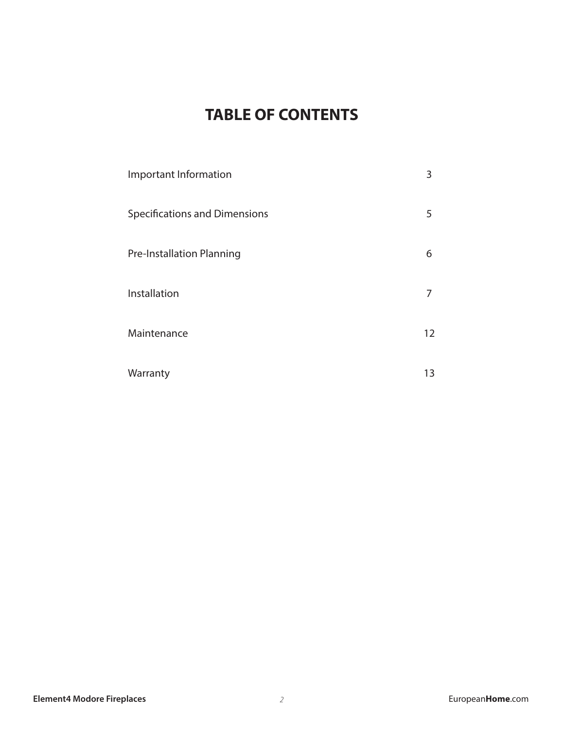# TABLE OF CONTENTS

| | |
|---|---|
| Important Information | 3 |
| Specifications and Dimensions | 5 |
| Pre-Installation Planning | 6 |
| Installation | 7 |
| Maintenance | 12 |
| Warranty | 13 |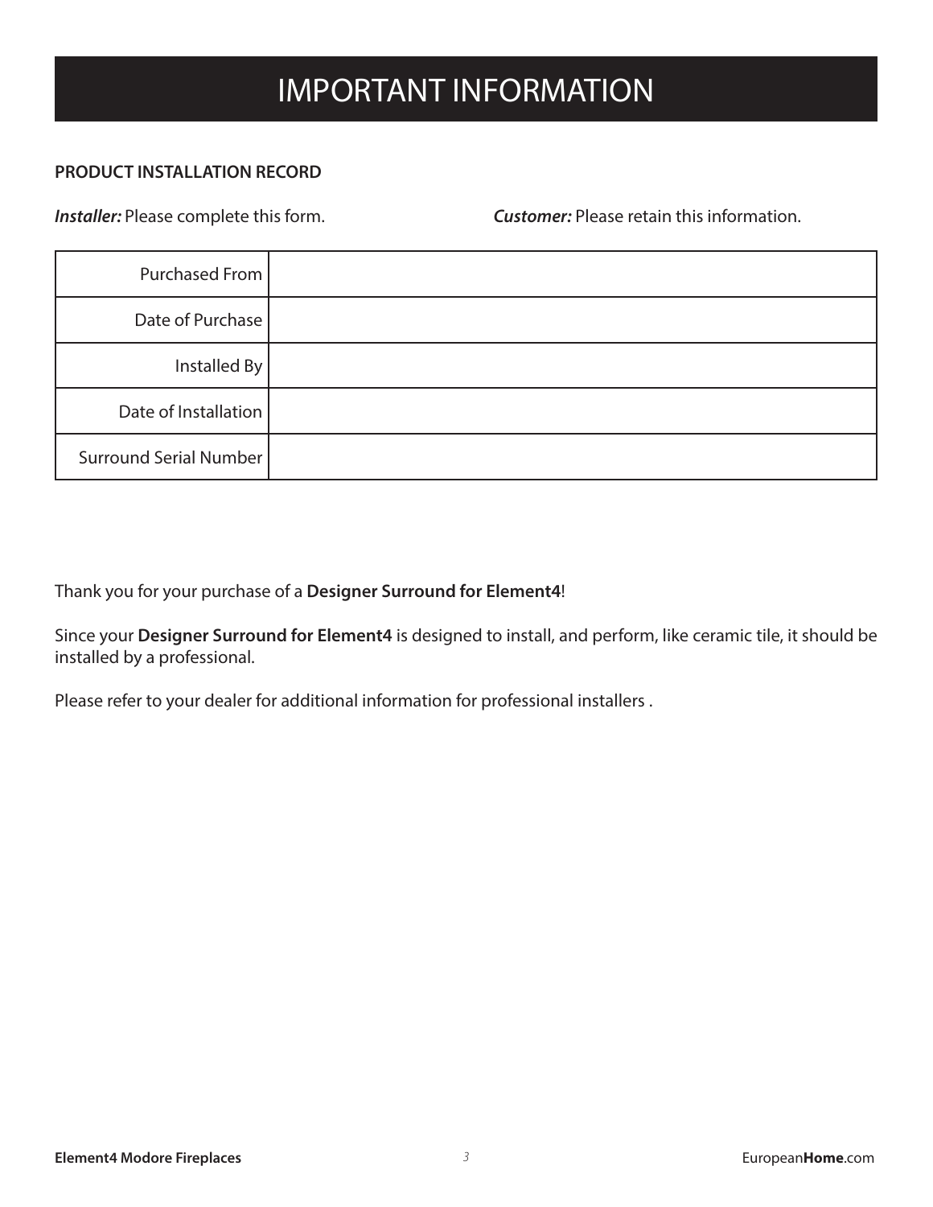# IMPORTANT INFORMATION

**PRODUCT INSTALLATION RECORD**

***Installer:*** Please complete this form.

***Customer:*** Please retain this information.

| | |
|---|---|
| Purchased From | |
| Date of Purchase | |
| Installed By | |
| Date of Installation | |
| Surround Serial Number | |

Thank you for your purchase of a **Designer Surround for Element4**!

Since your **Designer Surround for Element4** is designed to install, and perform, like ceramic tile, it should be installed by a professional.

Please refer to your dealer for additional information for professional installers .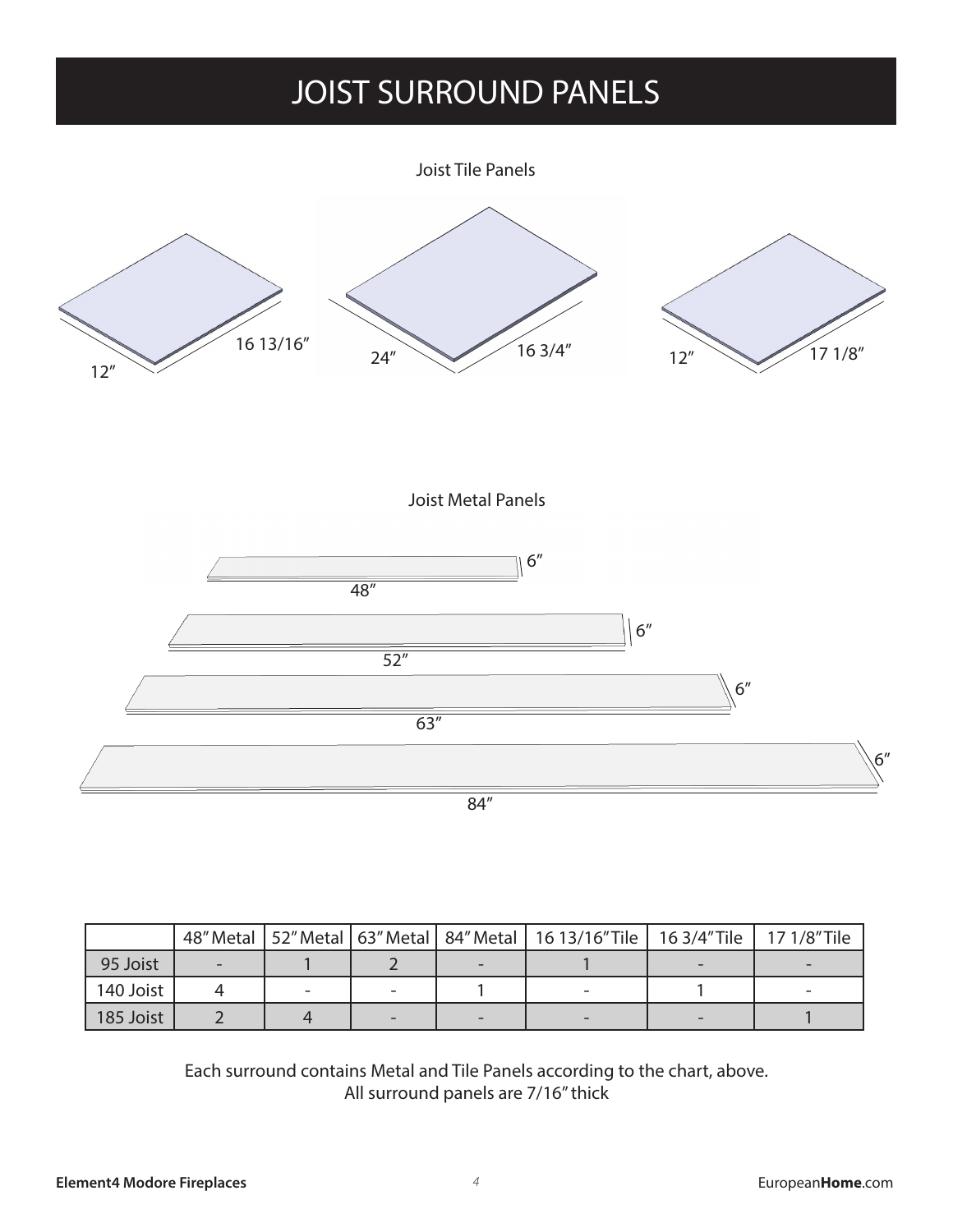# JOIST SURROUND PANELS

Joist Tile Panels

12″ 16 13/16″

24″ 16 3/4″

12″ 17 1/8″

Joist Metal Panels

48″ 6″

52″ 6″

63″ 6″

84″ 6″

| | 48″ Metal | 52″ Metal | 63″ Metal | 84″ Metal | 16 13/16″ Tile | 16 3/4″ Tile | 17 1/8″ Tile |
|---|---|---|---|---|---|---|---|
| 95 Joist | - | 1 | 2 | - | 1 | - | - |
| 140 Joist | 4 | - | - | 1 | - | 1 | - |
| 185 Joist | 2 | 4 | - | - | - | - | 1 |

Each surround contains Metal and Tile Panels according to the chart, above.
All surround panels are 7/16″ thick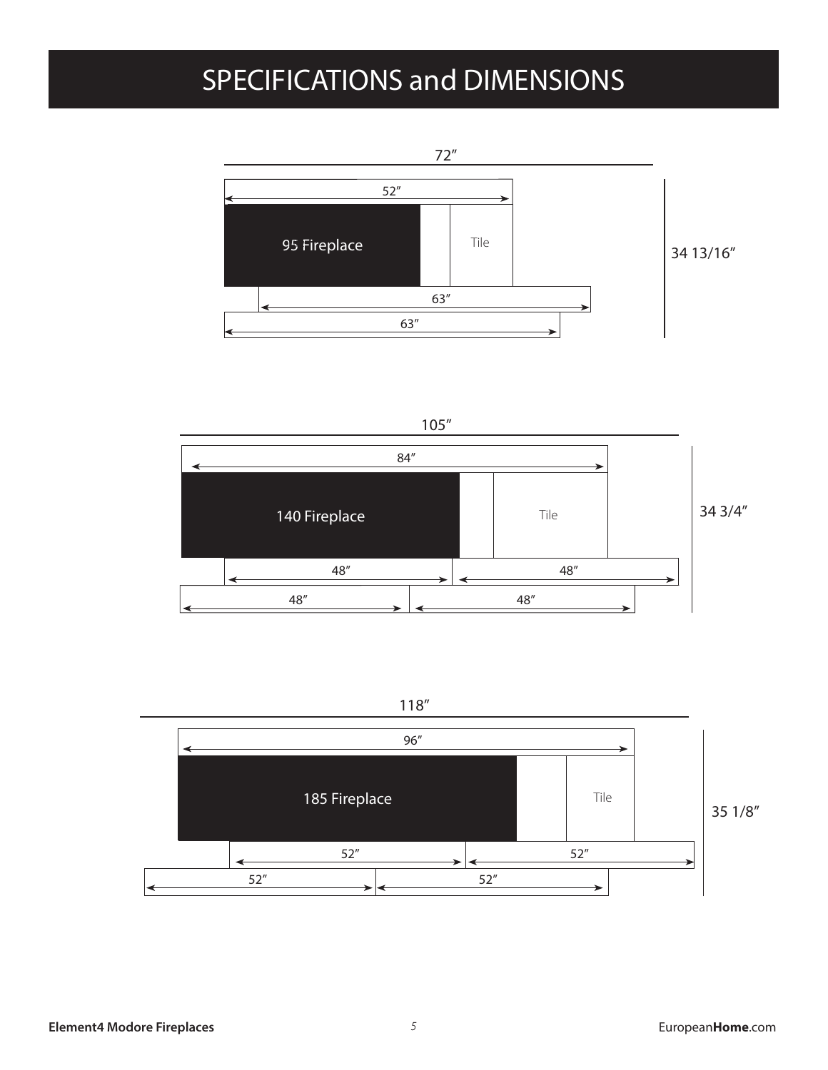# SPECIFICATIONS and DIMENSIONS

72″

52″

95 Fireplace

Tile

34 13/16″

63″

63″

105″

84″

140 Fireplace

Tile

34 3/4″

48″ 48″

48″ 48″

118″

96″

185 Fireplace

Tile

35 1/8″

52″ 52″

52″ 52″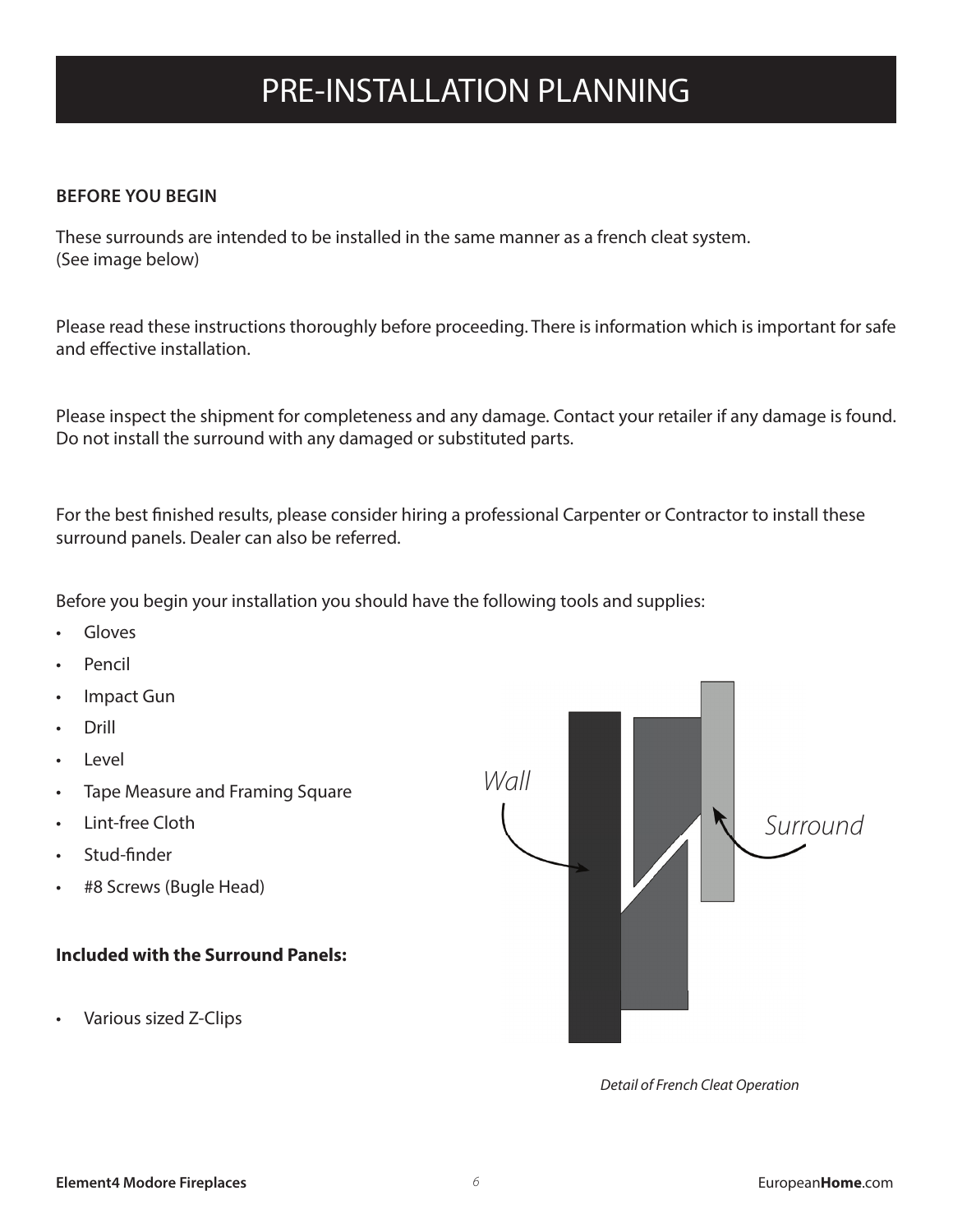# PRE-INSTALLATION PLANNING

**BEFORE YOU BEGIN**

These surrounds are intended to be installed in the same manner as a french cleat system.
(See image below)

Please read these instructions thoroughly before proceeding. There is information which is important for safe and effective installation.

Please inspect the shipment for completeness and any damage. Contact your retailer if any damage is found. Do not install the surround with any damaged or substituted parts.

For the best finished results, please consider hiring a professional Carpenter or Contractor to install these surround panels. Dealer can also be referred.

Before you begin your installation you should have the following tools and supplies:

- Gloves
- Pencil
- Impact Gun
- Drill
- Level
- Tape Measure and Framing Square
- Lint-free Cloth
- Stud-finder
- #8 Screws (Bugle Head)

**Included with the Surround Panels:**

- Various sized Z-Clips

Wall

Surround

*Detail of French Cleat Operation*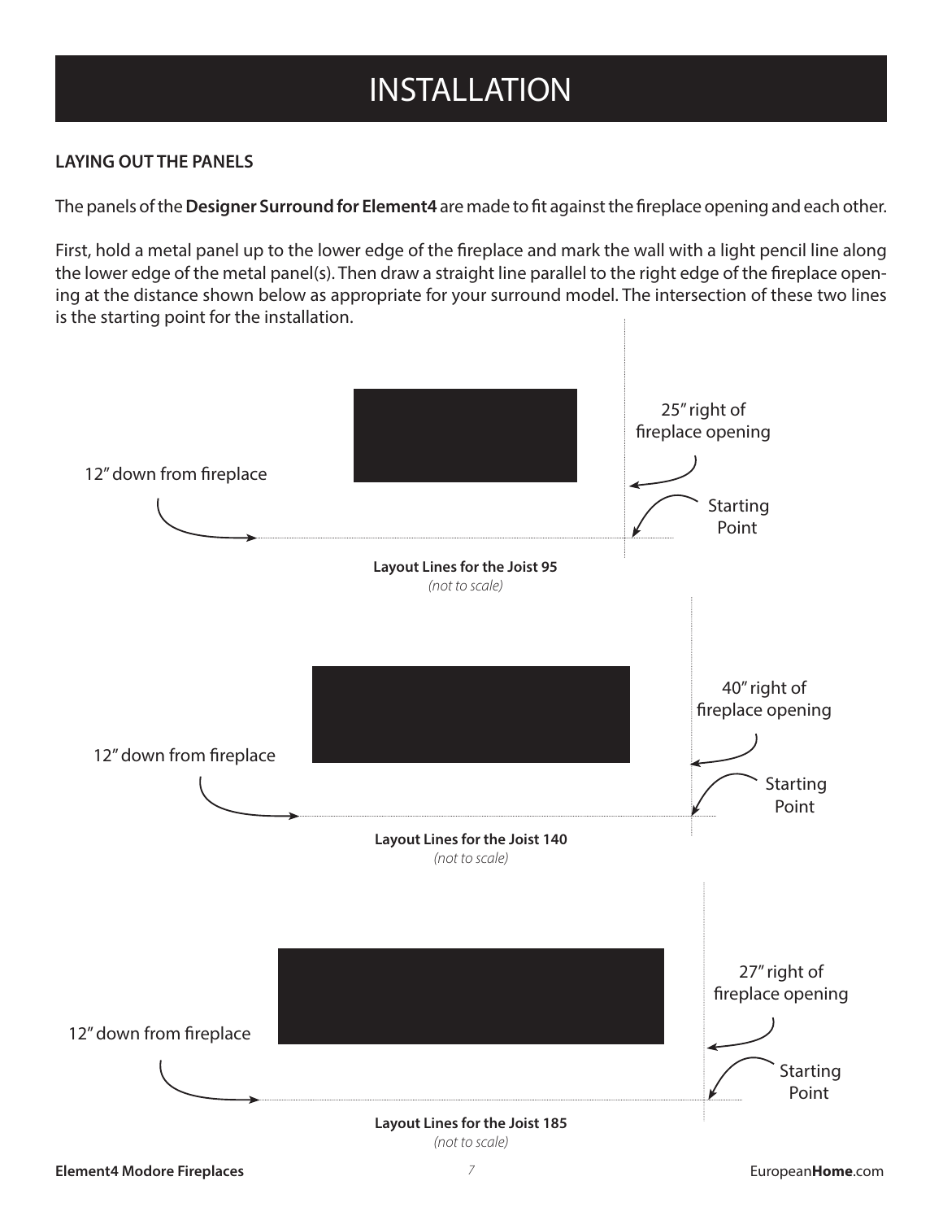# INSTALLATION

## LAYING OUT THE PANELS

The panels of the **Designer Surround for Element4** are made to fit against the fireplace opening and each other.

First, hold a metal panel up to the lower edge of the fireplace and mark the wall with a light pencil line along the lower edge of the metal panel(s). Then draw a straight line parallel to the right edge of the fireplace opening at the distance shown below as appropriate for your surround model. The intersection of these two lines is the starting point for the installation.

12" down from fireplace

25" right of fireplace opening

Starting Point

**Layout Lines for the Joist 95**
*(not to scale)*

12" down from fireplace

40" right of fireplace opening

Starting Point

**Layout Lines for the Joist 140**
*(not to scale)*

12" down from fireplace

27" right of fireplace opening

Starting Point

**Layout Lines for the Joist 185**
*(not to scale)*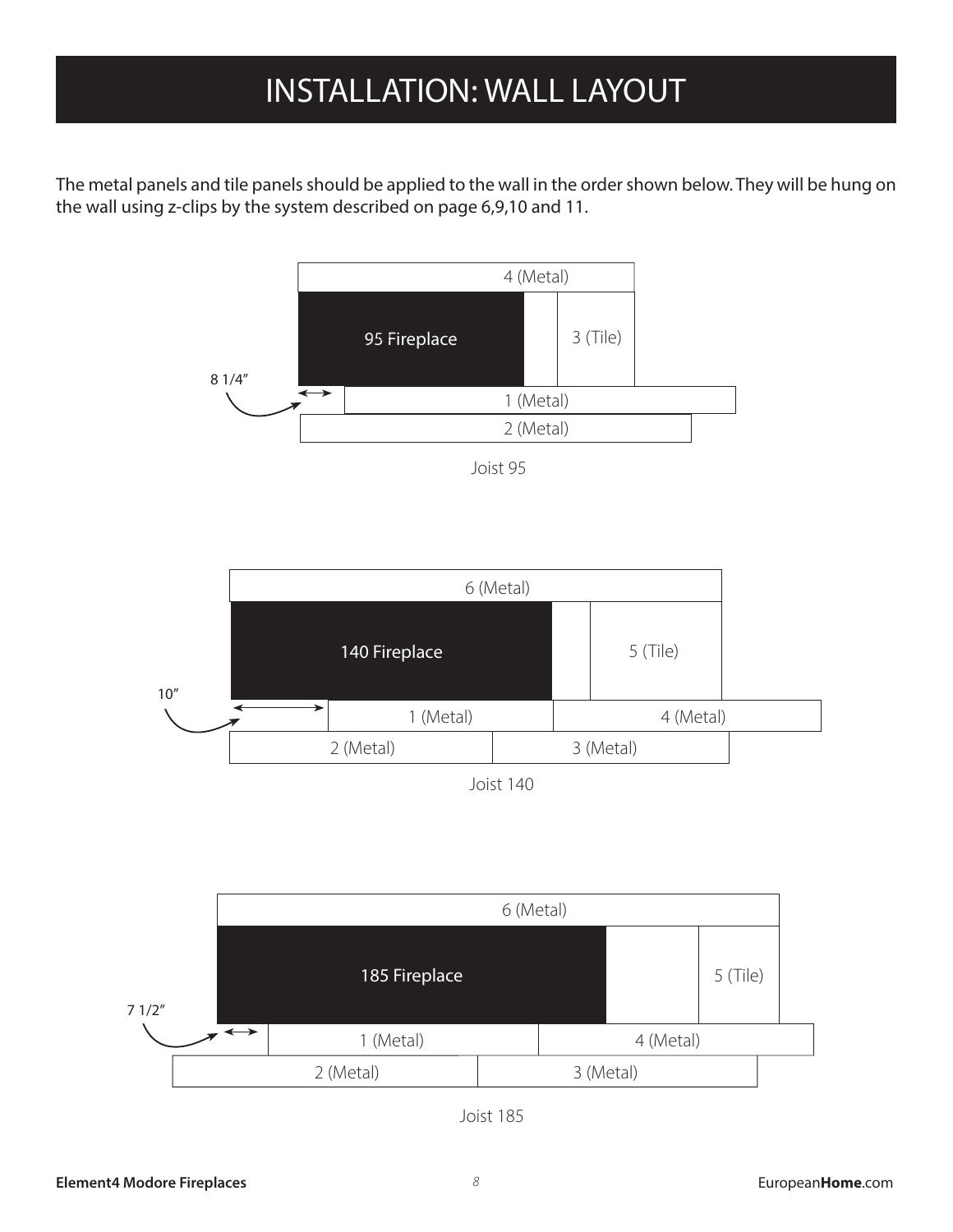# INSTALLATION: WALL LAYOUT

The metal panels and tile panels should be applied to the wall in the order shown below. They will be hung on the wall using z-clips by the system described on page 6,9,10 and 11.

4 (Metal)

95 Fireplace

3 (Tile)

8 1/4"

1 (Metal)

2 (Metal)

Joist 95

6 (Metal)

140 Fireplace

5 (Tile)

10"

1 (Metal)

4 (Metal)

2 (Metal)

3 (Metal)

Joist 140

6 (Metal)

185 Fireplace

5 (Tile)

7 1/2"

1 (Metal)

4 (Metal)

2 (Metal)

3 (Metal)

Joist 185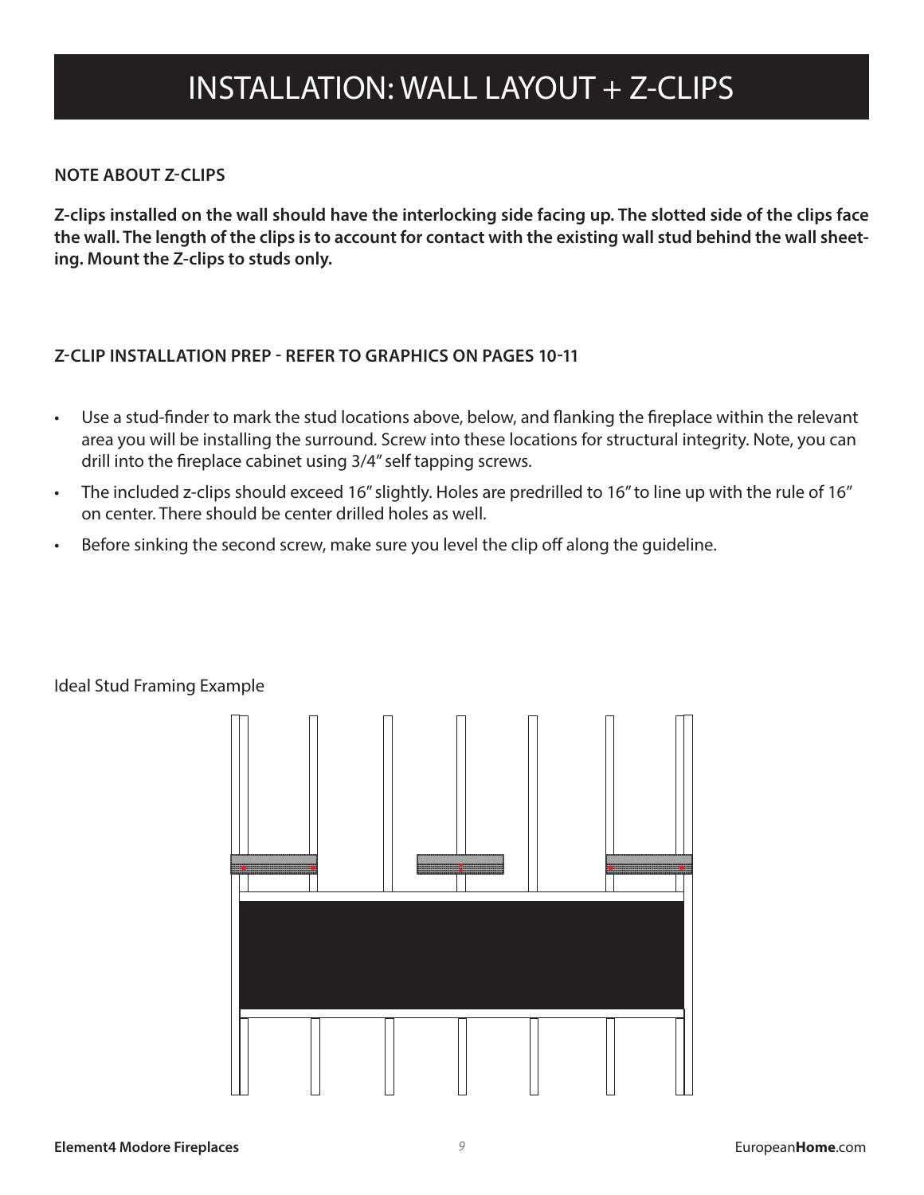# INSTALLATION: WALL LAYOUT + Z-CLIPS

### NOTE ABOUT Z-CLIPS

**Z-clips installed on the wall should have the interlocking side facing up. The slotted side of the clips face the wall. The length of the clips is to account for contact with the existing wall stud behind the wall sheeting. Mount the Z-clips to studs only.**

### Z-CLIP INSTALLATION PREP - REFER TO GRAPHICS ON PAGES 10-11

- Use a stud-finder to mark the stud locations above, below, and flanking the fireplace within the relevant area you will be installing the surround. Screw into these locations for structural integrity. Note, you can drill into the fireplace cabinet using 3/4" self tapping screws.
- The included z-clips should exceed 16" slightly. Holes are predrilled to 16" to line up with the rule of 16" on center. There should be center drilled holes as well.
- Before sinking the second screw, make sure you level the clip off along the guideline.

Ideal Stud Framing Example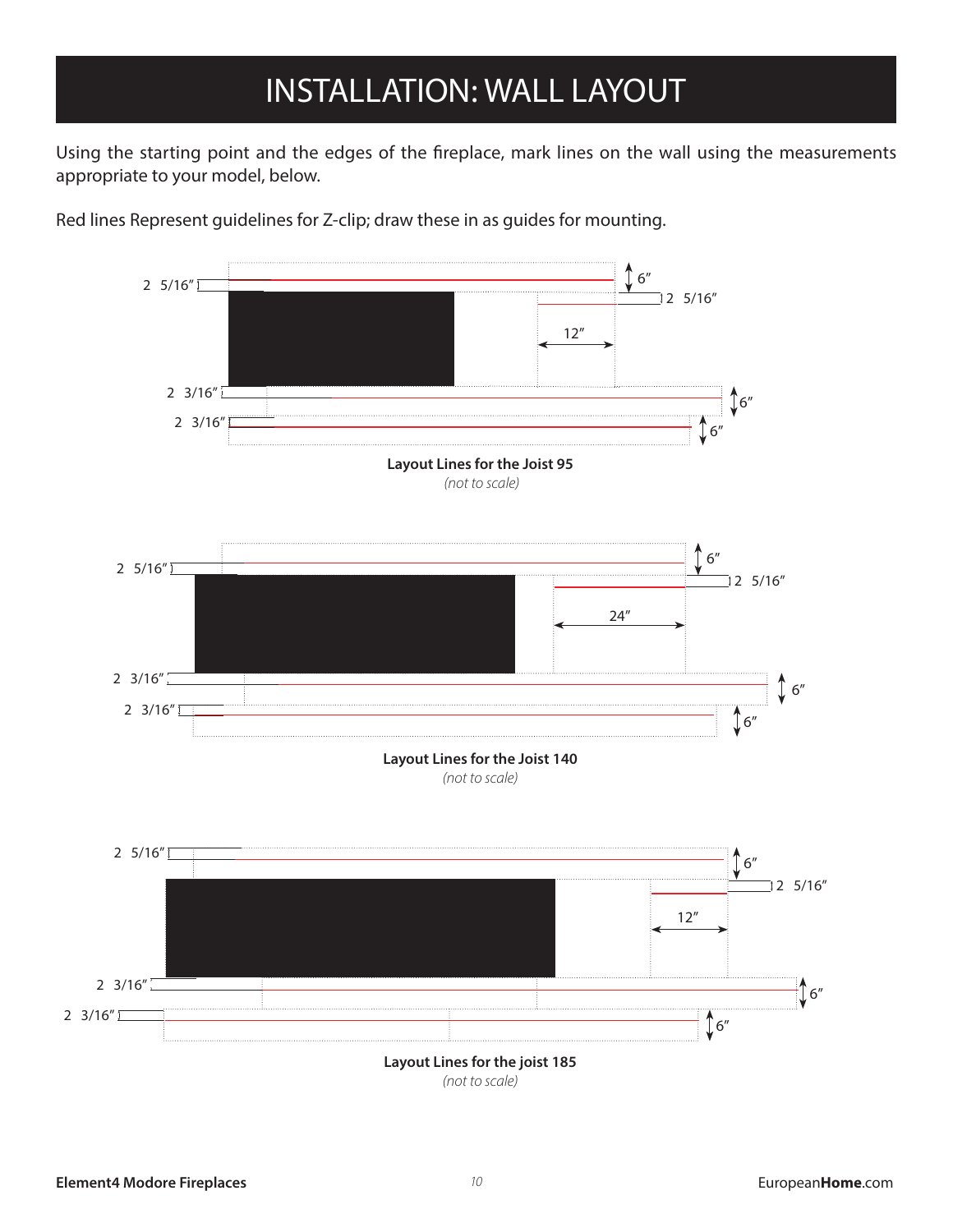# INSTALLATION: WALL LAYOUT

Using the starting point and the edges of the fireplace, mark lines on the wall using the measurements appropriate to your model, below.

Red lines Represent guidelines for Z-clip; draw these in as guides for mounting.

2 5/16″ 6″ 2 5/16″ 12″ 2 3/16″ 6″ 2 3/16″ 6″

**Layout Lines for the Joist 95**

*(not to scale)*

2 5/16″ 6″ 2 5/16″ 24″ 2 3/16″ 6″ 2 3/16″ 6″

**Layout Lines for the Joist 140**

*(not to scale)*

2 5/16″ 6″ 2 5/16″ 12″ 2 3/16″ 6″ 2 3/16″ 6″

**Layout Lines for the joist 185**

*(not to scale)*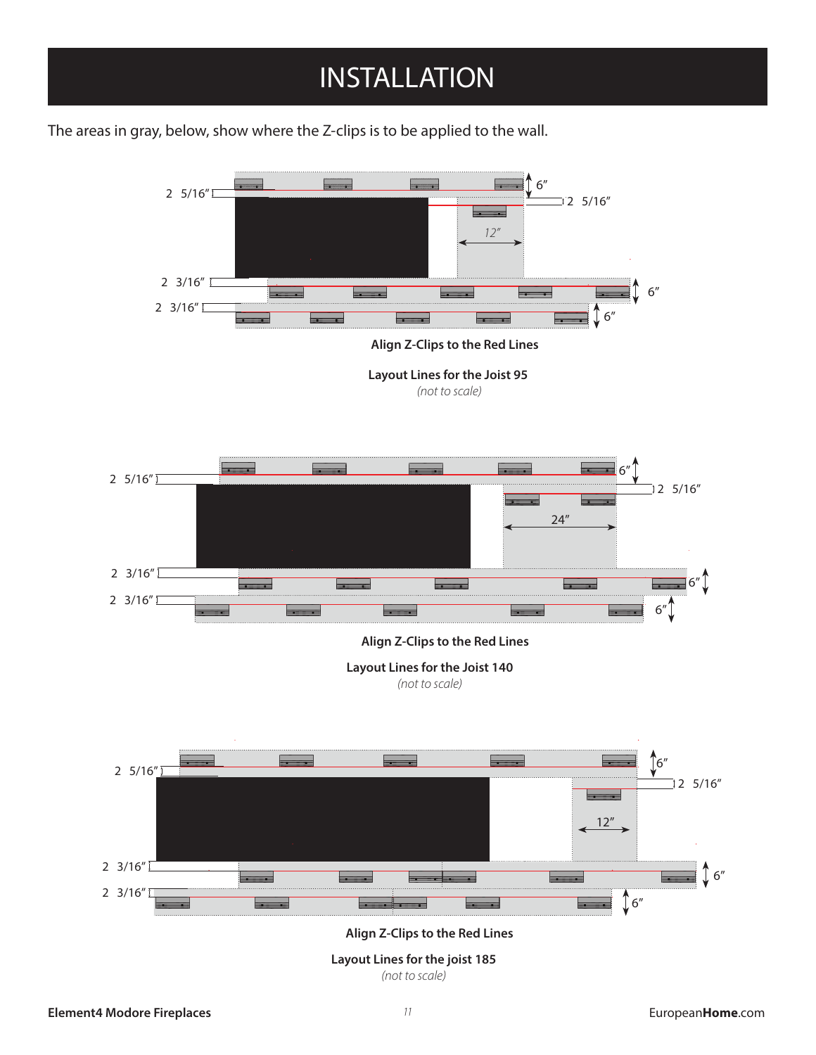# INSTALLATION

The areas in gray, below, show where the Z-clips is to be applied to the wall.

2 5/16″ 6″ 2 5/16″ 12″ 2 3/16″ 6″ 2 3/16″ 6″

**Align Z-Clips to the Red Lines**

**Layout Lines for the Joist 95**

*(not to scale)*

2 5/16″ 6″ 2 5/16″ 24″ 2 3/16″ 6″ 2 3/16″ 6″

**Align Z-Clips to the Red Lines**

**Layout Lines for the Joist 140**

*(not to scale)*

2 5/16″ 6″ 2 5/16″ 12″ 2 3/16″ 6″ 2 3/16″ 6″

**Align Z-Clips to the Red Lines**

**Layout Lines for the joist 185**

*(not to scale)*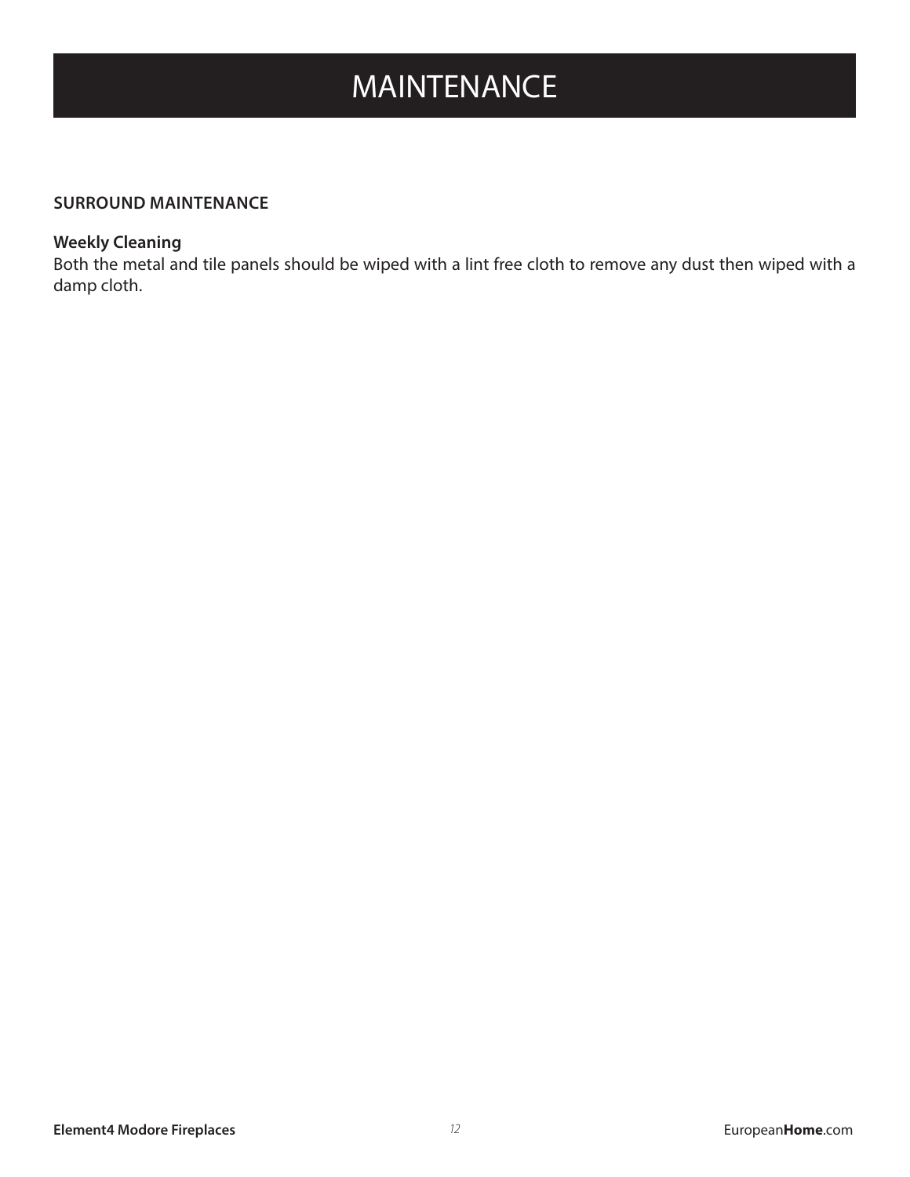# MAINTENANCE

## SURROUND MAINTENANCE

### Weekly Cleaning

Both the metal and tile panels should be wiped with a lint free cloth to remove any dust then wiped with a damp cloth.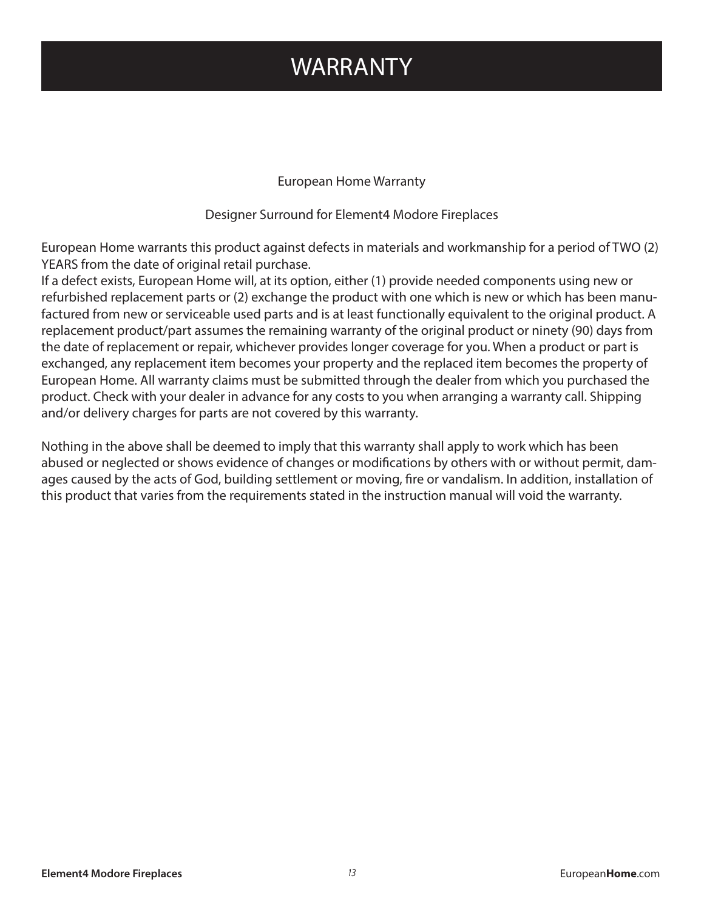# WARRANTY

European Home Warranty

Designer Surround for Element4 Modore Fireplaces

European Home warrants this product against defects in materials and workmanship for a period of TWO (2) YEARS from the date of original retail purchase.
If a defect exists, European Home will, at its option, either (1) provide needed components using new or refurbished replacement parts or (2) exchange the product with one which is new or which has been manufactured from new or serviceable used parts and is at least functionally equivalent to the original product. A replacement product/part assumes the remaining warranty of the original product or ninety (90) days from the date of replacement or repair, whichever provides longer coverage for you. When a product or part is exchanged, any replacement item becomes your property and the replaced item becomes the property of European Home. All warranty claims must be submitted through the dealer from which you purchased the product. Check with your dealer in advance for any costs to you when arranging a warranty call. Shipping and/or delivery charges for parts are not covered by this warranty.

Nothing in the above shall be deemed to imply that this warranty shall apply to work which has been abused or neglected or shows evidence of changes or modifications by others with or without permit, damages caused by the acts of God, building settlement or moving, fire or vandalism. In addition, installation of this product that varies from the requirements stated in the instruction manual will void the warranty.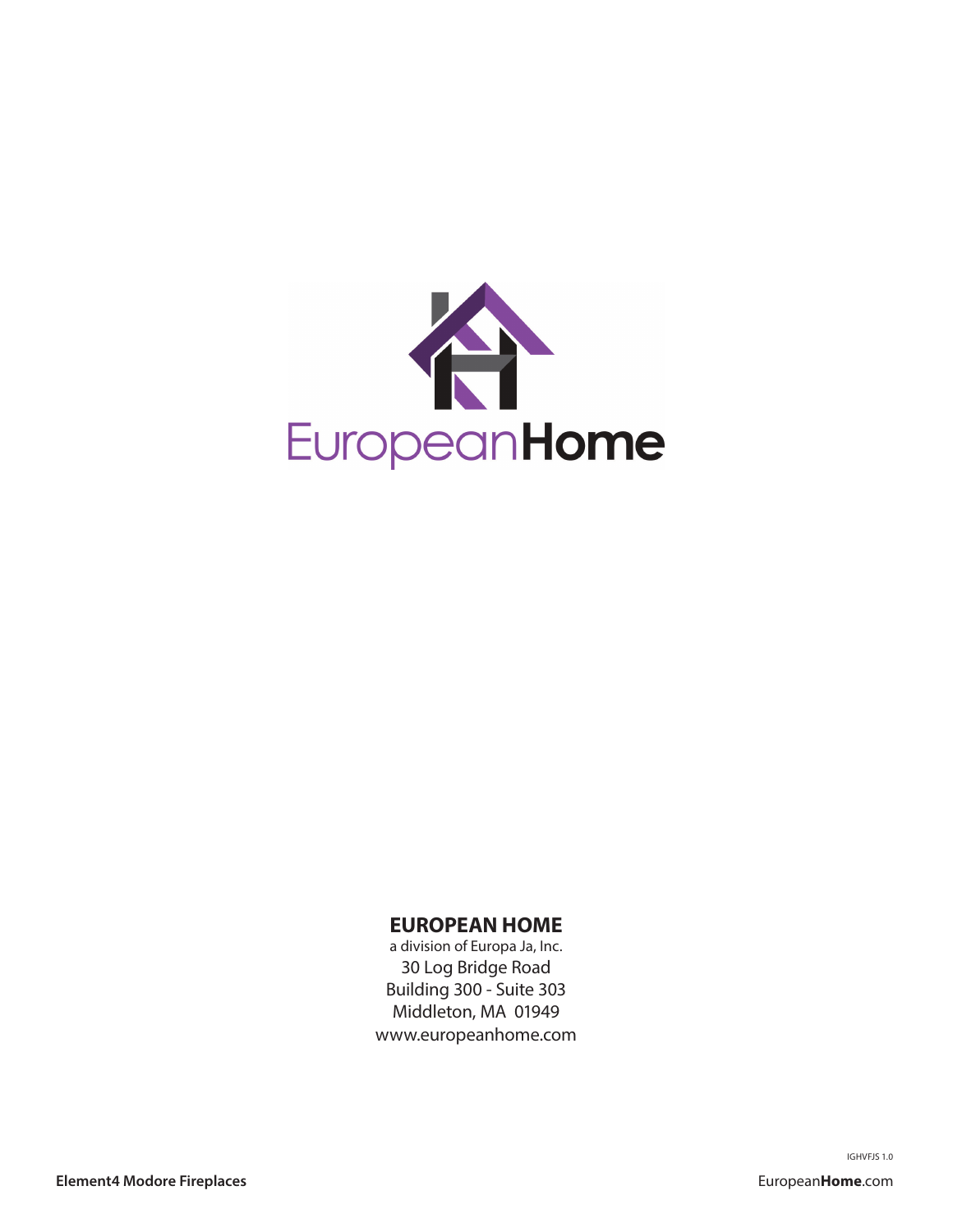EuropeanHome

**EUROPEAN HOME**
a division of Europa Ja, Inc.
30 Log Bridge Road
Building 300 - Suite 303
Middleton, MA 01949
www.europeanhome.com

IGHVFJS 1.0